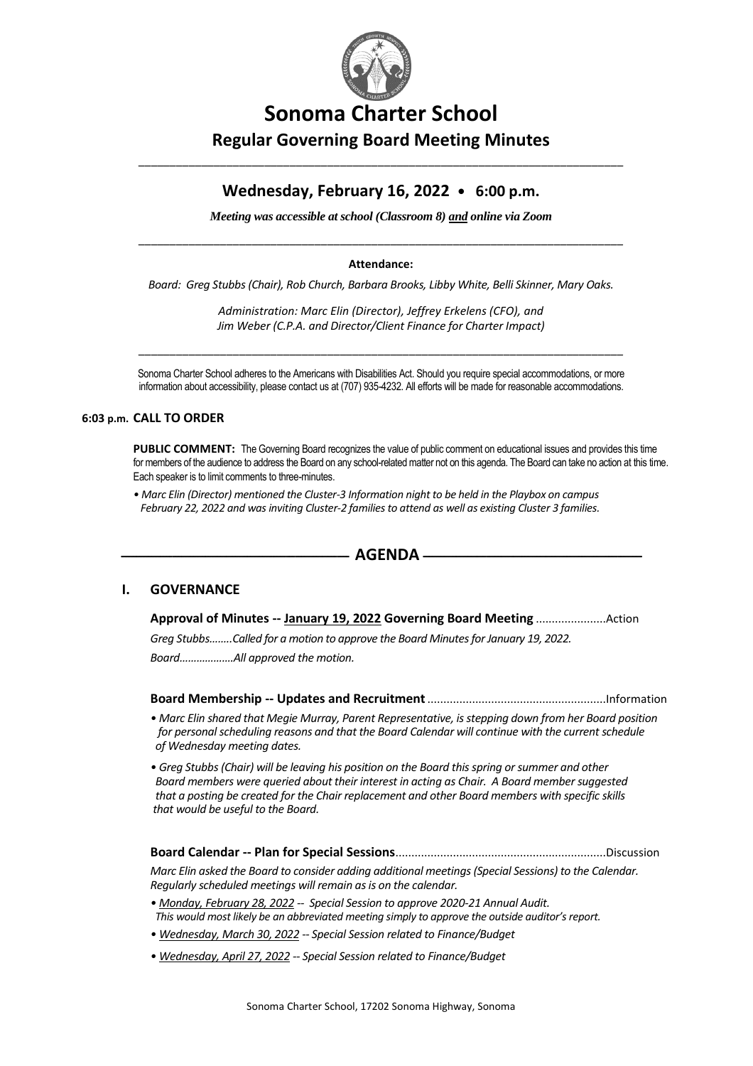# Sonoma Charter School

## Regular Governing Board Meeting Minutes

### Wednesday, February 16, 2022 • 6:00 p.m.

***Meeting was accessible at school (Classroom 8) and online via Zoom***

**Attendance:**

*Board: Greg Stubbs (Chair), Rob Church, Barbara Brooks, Libby White, Belli Skinner, Mary Oaks.*

*Administration: Marc Elin (Director), Jeffrey Erkelens (CFO), and Jim Weber (C.P.A. and Director/Client Finance for Charter Impact)*

Sonoma Charter School adheres to the Americans with Disabilities Act. Should you require special accommodations, or more information about accessibility, please contact us at (707) 935-4232. All efforts will be made for reasonable accommodations.

**6:03 p.m. CALL TO ORDER**

**PUBLIC COMMENT:** The Governing Board recognizes the value of public comment on educational issues and provides this time for members of the audience to address the Board on any school-related matter not on this agenda. The Board can take no action at this time. Each speaker is to limit comments to three-minutes.

*• Marc Elin (Director) mentioned the Cluster-3 Information night to be held in the Playbox on campus February 22, 2022 and was inviting Cluster-2 families to attend as well as existing Cluster 3 families.*

## AGENDA

## I. GOVERNANCE

**Approval of Minutes -- January 19, 2022 Governing Board Meeting** ......................Action

*Greg Stubbs........Called for a motion to approve the Board Minutes for January 19, 2022.*

*Board...................All approved the motion.*

**Board Membership -- Updates and Recruitment** .......................................................Information

*• Marc Elin shared that Megie Murray, Parent Representative, is stepping down from her Board position for personal scheduling reasons and that the Board Calendar will continue with the current schedule of Wednesday meeting dates.*

*• Greg Stubbs (Chair) will be leaving his position on the Board this spring or summer and other Board members were queried about their interest in acting as Chair. A Board member suggested that a posting be created for the Chair replacement and other Board members with specific skills that would be useful to the Board.*

**Board Calendar -- Plan for Special Sessions**.................................................................Discussion

*Marc Elin asked the Board to consider adding additional meetings (Special Sessions) to the Calendar. Regularly scheduled meetings will remain as is on the calendar.*

*• Monday, February 28, 2022 -- Special Session to approve 2020-21 Annual Audit. This would most likely be an abbreviated meeting simply to approve the outside auditor's report.*

*• Wednesday, March 30, 2022 -- Special Session related to Finance/Budget*

*• Wednesday, April 27, 2022 -- Special Session related to Finance/Budget*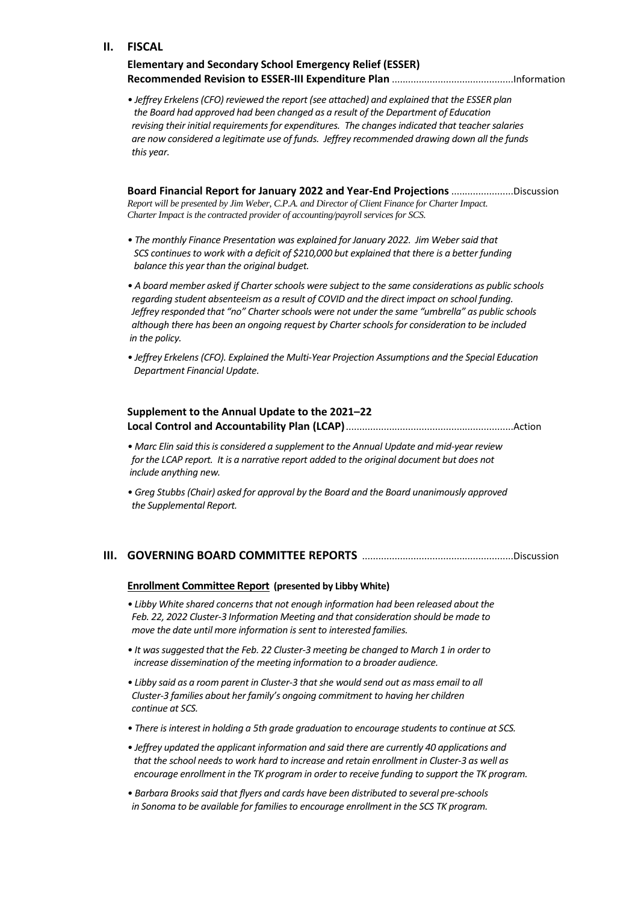## II. FISCAL

### Elementary and Secondary School Emergency Relief (ESSER) Recommended Revision to ESSER-III Expenditure Plan ............................................Information

- *Jeffrey Erkelens (CFO) reviewed the report (see attached) and explained that the ESSER plan the Board had approved had been changed as a result of the Department of Education revising their initial requirements for expenditures. The changes indicated that teacher salaries are now considered a legitimate use of funds. Jeffrey recommended drawing down all the funds this year.*

### Board Financial Report for January 2022 and Year-End Projections .......................Discussion

*Report will be presented by Jim Weber, C.P.A. and Director of Client Finance for Charter Impact. Charter Impact is the contracted provider of accounting/payroll services for SCS.*

- *The monthly Finance Presentation was explained for January 2022. Jim Weber said that SCS continues to work with a deficit of $210,000 but explained that there is a better funding balance this year than the original budget.*
- *A board member asked if Charter schools were subject to the same considerations as public schools regarding student absenteeism as a result of COVID and the direct impact on school funding. Jeffrey responded that "no" Charter schools were not under the same "umbrella" as public schools although there has been an ongoing request by Charter schools for consideration to be included in the policy.*
- *Jeffrey Erkelens (CFO). Explained the Multi-Year Projection Assumptions and the Special Education Department Financial Update.*

### Supplement to the Annual Update to the 2021–22 Local Control and Accountability Plan (LCAP)............................................................Action

- *Marc Elin said this is considered a supplement to the Annual Update and mid-year review for the LCAP report. It is a narrative report added to the original document but does not include anything new.*
- *Greg Stubbs (Chair) asked for approval by the Board and the Board unanimously approved the Supplemental Report.*

## III. GOVERNING BOARD COMMITTEE REPORTS .......................................................Discussion

**Enrollment Committee Report (presented by Libby White)**

- *Libby White shared concerns that not enough information had been released about the Feb. 22, 2022 Cluster-3 Information Meeting and that consideration should be made to move the date until more information is sent to interested families.*
- *It was suggested that the Feb. 22 Cluster-3 meeting be changed to March 1 in order to increase dissemination of the meeting information to a broader audience.*
- *Libby said as a room parent in Cluster-3 that she would send out as mass email to all Cluster-3 families about her family's ongoing commitment to having her children continue at SCS.*
- *There is interest in holding a 5th grade graduation to encourage students to continue at SCS.*
- *Jeffrey updated the applicant information and said there are currently 40 applications and that the school needs to work hard to increase and retain enrollment in Cluster-3 as well as encourage enrollment in the TK program in order to receive funding to support the TK program.*
- *Barbara Brooks said that flyers and cards have been distributed to several pre-schools in Sonoma to be available for families to encourage enrollment in the SCS TK program.*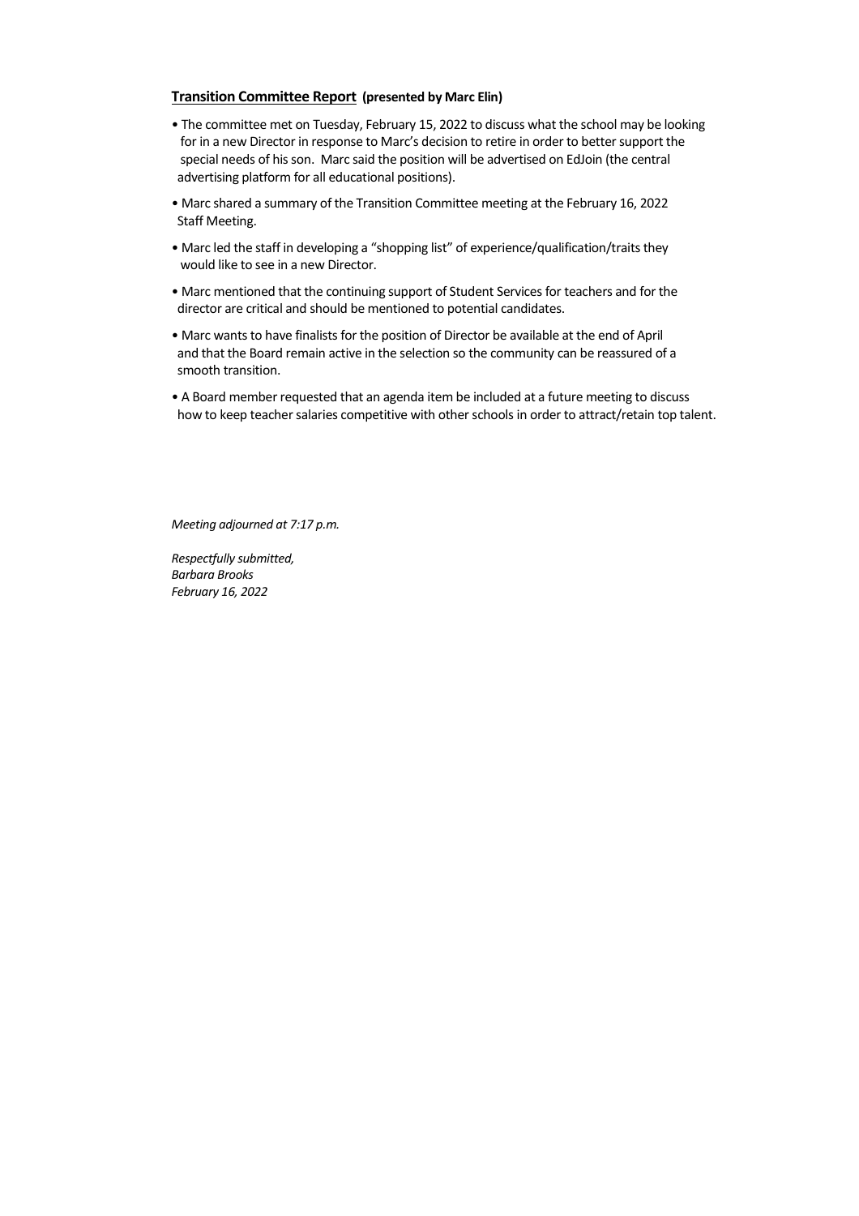**<u>Transition Committee Report</u> (presented by Marc Elin)**

- The committee met on Tuesday, February 15, 2022 to discuss what the school may be looking for in a new Director in response to Marc's decision to retire in order to better support the special needs of his son. Marc said the position will be advertised on EdJoin (the central advertising platform for all educational positions).
- Marc shared a summary of the Transition Committee meeting at the February 16, 2022 Staff Meeting.
- Marc led the staff in developing a "shopping list" of experience/qualification/traits they would like to see in a new Director.
- Marc mentioned that the continuing support of Student Services for teachers and for the director are critical and should be mentioned to potential candidates.
- Marc wants to have finalists for the position of Director be available at the end of April and that the Board remain active in the selection so the community can be reassured of a smooth transition.
- A Board member requested that an agenda item be included at a future meeting to discuss how to keep teacher salaries competitive with other schools in order to attract/retain top talent.

*Meeting adjourned at 7:17 p.m.*

*Respectfully submitted,*
*Barbara Brooks*
*February 16, 2022*